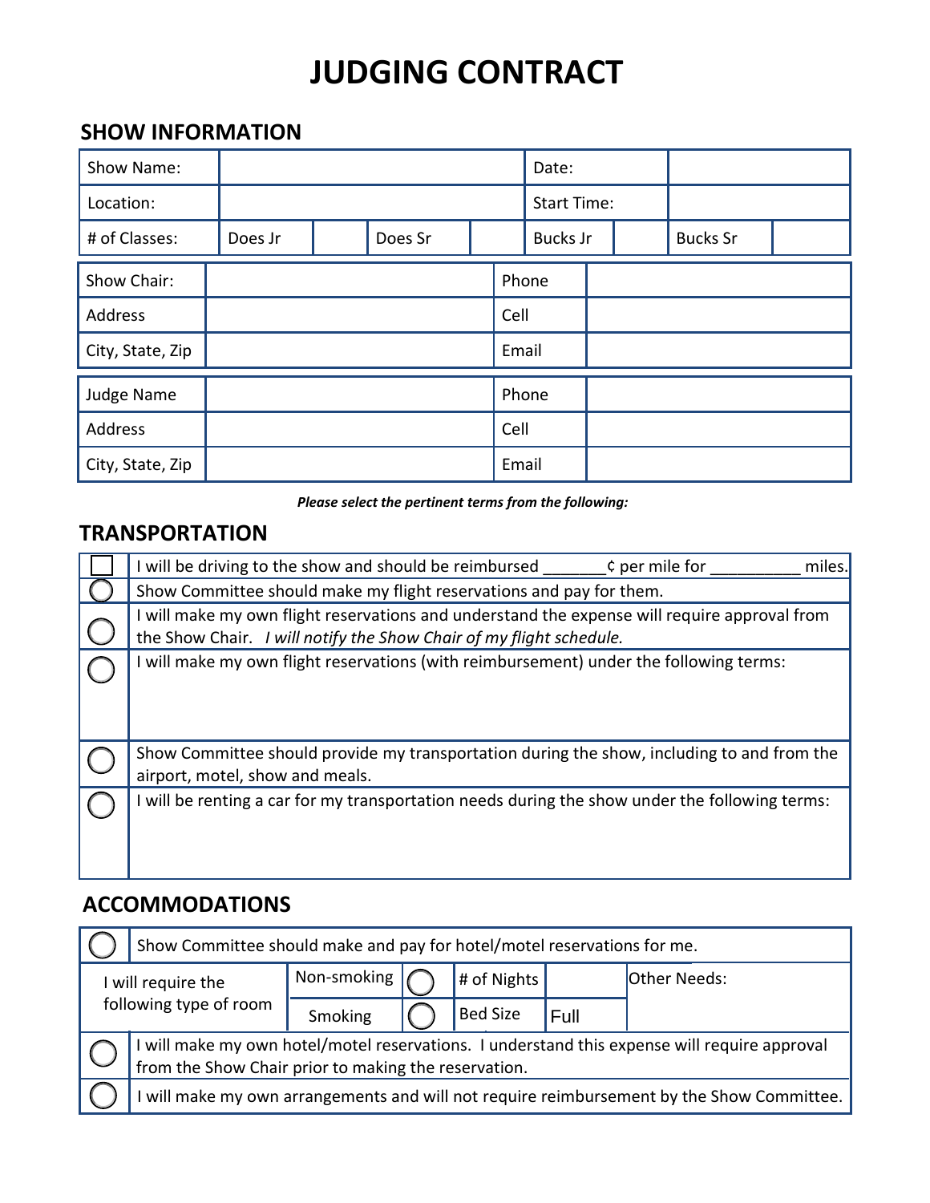# JUDGING CONTRACT

## SHOW INFORMATION

| Show Name: | | | | Date: | | | |
|---|---|---|---|---|---|---|---|
| Location: | | | | Start Time: | | | |
| # of Classes: | Does Jr | | Does Sr | | Bucks Jr | | Bucks Sr | |

| Show Chair: | | Phone | |
|---|---|---|---|
| Address | | Cell | |
| City, State, Zip | | Email | |

| Judge Name | | Phone | |
|---|---|---|---|
| Address | | Cell | |
| City, State, Zip | | Email | |

***Please select the pertinent terms from the following:***

## TRANSPORTATION

| | |
|---|---|
| ☐ | I will be driving to the show and should be reimbursed _______¢ per mile for __________ miles. |
| ◯ | Show Committee should make my flight reservations and pay for them. |
| ◯ | I will make my own flight reservations and understand the expense will require approval from the Show Chair. *I will notify the Show Chair of my flight schedule.* |
| ◯ | I will make my own flight reservations (with reimbursement) under the following terms: |
| ◯ | Show Committee should provide my transportation during the show, including to and from the airport, motel, show and meals. |
| ◯ | I will be renting a car for my transportation needs during the show under the following terms: |

## ACCOMMODATIONS

| | | | | | |
|---|---|---|---|---|---|
| ◯ | Show Committee should make and pay for hotel/motel reservations for me. | | | | |
| I will require the following type of room | Non-smoking ◯ | # of Nights | | Other Needs: | |
| | Smoking ◯ | Bed Size | Full | | |
| ◯ | I will make my own hotel/motel reservations. I understand this expense will require approval from the Show Chair prior to making the reservation. | | | | |
| ◯ | I will make my own arrangements and will not require reimbursement by the Show Committee. | | | | |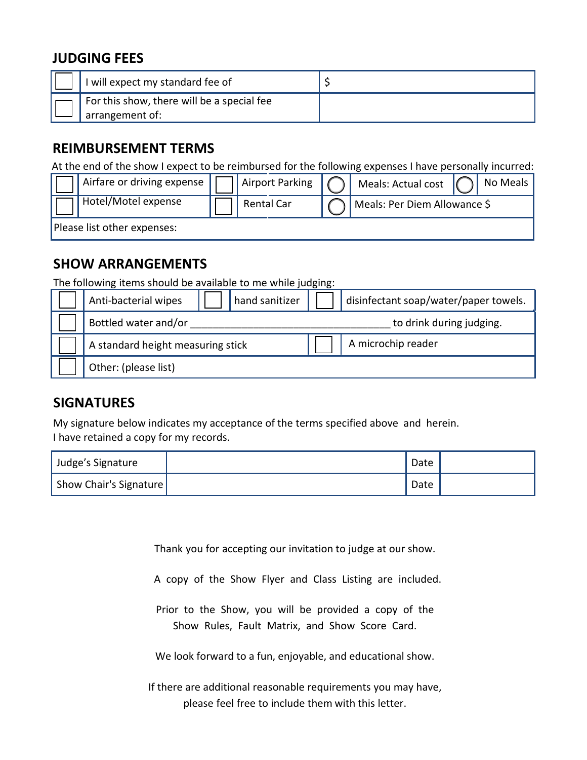## JUDGING FEES

| | | |
|---|---|---|
| ☐ | I will expect my standard fee of | $ |
| ☐ | For this show, there will be a special fee arrangement of: | |

## REIMBURSEMENT TERMS

At the end of the show I expect to be reimbursed for the following expenses I have personally incurred:

| | | | | | | | |
|---|---|---|---|---|---|---|---|
| ☐ | Airfare or driving expense | ☐ | Airport Parking | ◯ | Meals: Actual cost | ◯ | No Meals |
| ☐ | Hotel/Motel expense | ☐ | Rental Car | ◯ | Meals: Per Diem Allowance $ | | |
| Please list other expenses: | | | | | | | |

## SHOW ARRANGEMENTS

The following items should be available to me while judging:

| | | | | | |
|---|---|---|---|---|---|
| ☐ | Anti-bacterial wipes | ☐ | hand sanitizer | ☐ | disinfectant soap/water/paper towels. |
| ☐ | Bottled water and/or ___________________________________ to drink during judging. | | | | |
| ☐ | A standard height measuring stick | | | ☐ | A microchip reader |
| ☐ | Other: (please list) | | | | |

## SIGNATURES

My signature below indicates my acceptance of the terms specified above and herein.
I have retained a copy for my records.

| | | | |
|---|---|---|---|
| Judge's Signature | | Date | |
| Show Chair's Signature | | Date | |

Thank you for accepting our invitation to judge at our show.

A copy of the Show Flyer and Class Listing are included.

Prior to the Show, you will be provided a copy of the Show Rules, Fault Matrix, and Show Score Card.

We look forward to a fun, enjoyable, and educational show.

If there are additional reasonable requirements you may have, please feel free to include them with this letter.